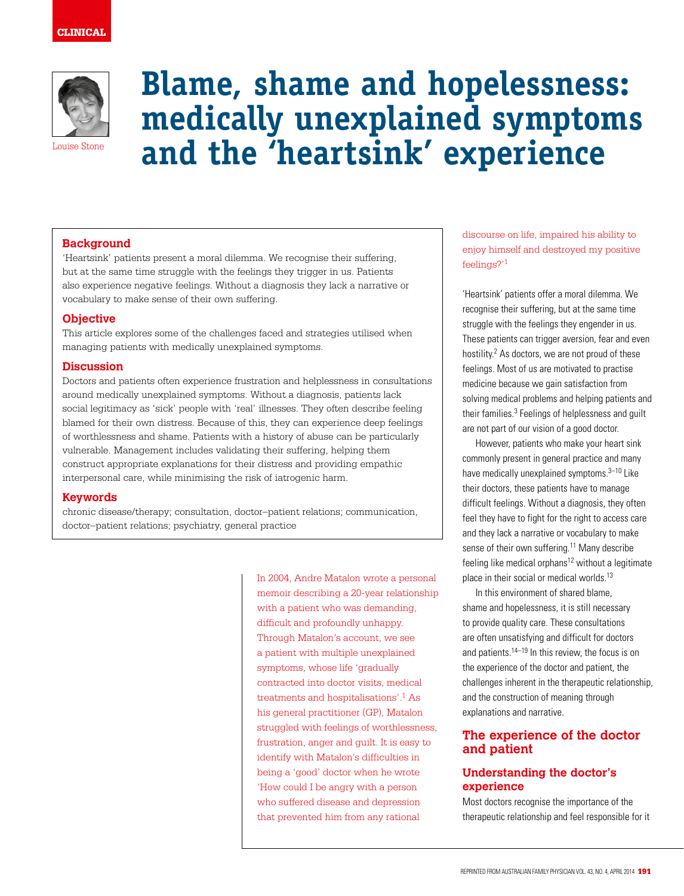CLINICAL

Louise Stone

# Blame, shame and hopelessness: medically unexplained symptoms and the 'heartsink' experience

### Background

'Heartsink' patients present a moral dilemma. We recognise their suffering, but at the same time struggle with the feelings they trigger in us. Patients also experience negative feelings. Without a diagnosis they lack a narrative or vocabulary to make sense of their own suffering.

### Objective

This article explores some of the challenges faced and strategies utilised when managing patients with medically unexplained symptoms.

### Discussion

Doctors and patients often experience frustration and helplessness in consultations around medically unexplained symptoms. Without a diagnosis, patients lack social legitimacy as 'sick' people with 'real' illnesses. They often describe feeling blamed for their own distress. Because of this, they can experience deep feelings of worthlessness and shame. Patients with a history of abuse can be particularly vulnerable. Management includes validating their suffering, helping them construct appropriate explanations for their distress and providing empathic interpersonal care, while minimising the risk of iatrogenic harm.

### Keywords

chronic disease/therapy; consultation, doctor–patient relations; communication, doctor–patient relations; psychiatry, general practice

In 2004, Andre Matalon wrote a personal memoir describing a 20-year relationship with a patient who was demanding, difficult and profoundly unhappy. Through Matalon's account, we see a patient with multiple unexplained symptoms, whose life 'gradually contracted into doctor visits, medical treatments and hospitalisations'.[1] As his general practitioner (GP), Matalon struggled with feelings of worthlessness, frustration, anger and guilt. It is easy to identify with Matalon's difficulties in being a 'good' doctor when he wrote 'How could I be angry with a person who suffered disease and depression that prevented him from any rational discourse on life, impaired his ability to enjoy himself and destroyed my positive feelings?'[1]

'Heartsink' patients offer a moral dilemma. We recognise their suffering, but at the same time struggle with the feelings they engender in us. These patients can trigger aversion, fear and even hostility.[2] As doctors, we are not proud of these feelings. Most of us are motivated to practise medicine because we gain satisfaction from solving medical problems and helping patients and their families.[3] Feelings of helplessness and guilt are not part of our vision of a good doctor.

However, patients who make your heart sink commonly present in general practice and many have medically unexplained symptoms.[3–10] Like their doctors, these patients have to manage difficult feelings. Without a diagnosis, they often feel they have to fight for the right to access care and they lack a narrative or vocabulary to make sense of their own suffering.[11] Many describe feeling like medical orphans[12] without a legitimate place in their social or medical worlds.[13]

In this environment of shared blame, shame and hopelessness, it is still necessary to provide quality care. These consultations are often unsatisfying and difficult for doctors and patients.[14–19] In this review, the focus is on the experience of the doctor and patient, the challenges inherent in the therapeutic relationship, and the construction of meaning through explanations and narrative.

## The experience of the doctor and patient

### Understanding the doctor's experience

Most doctors recognise the importance of the therapeutic relationship and feel responsible for it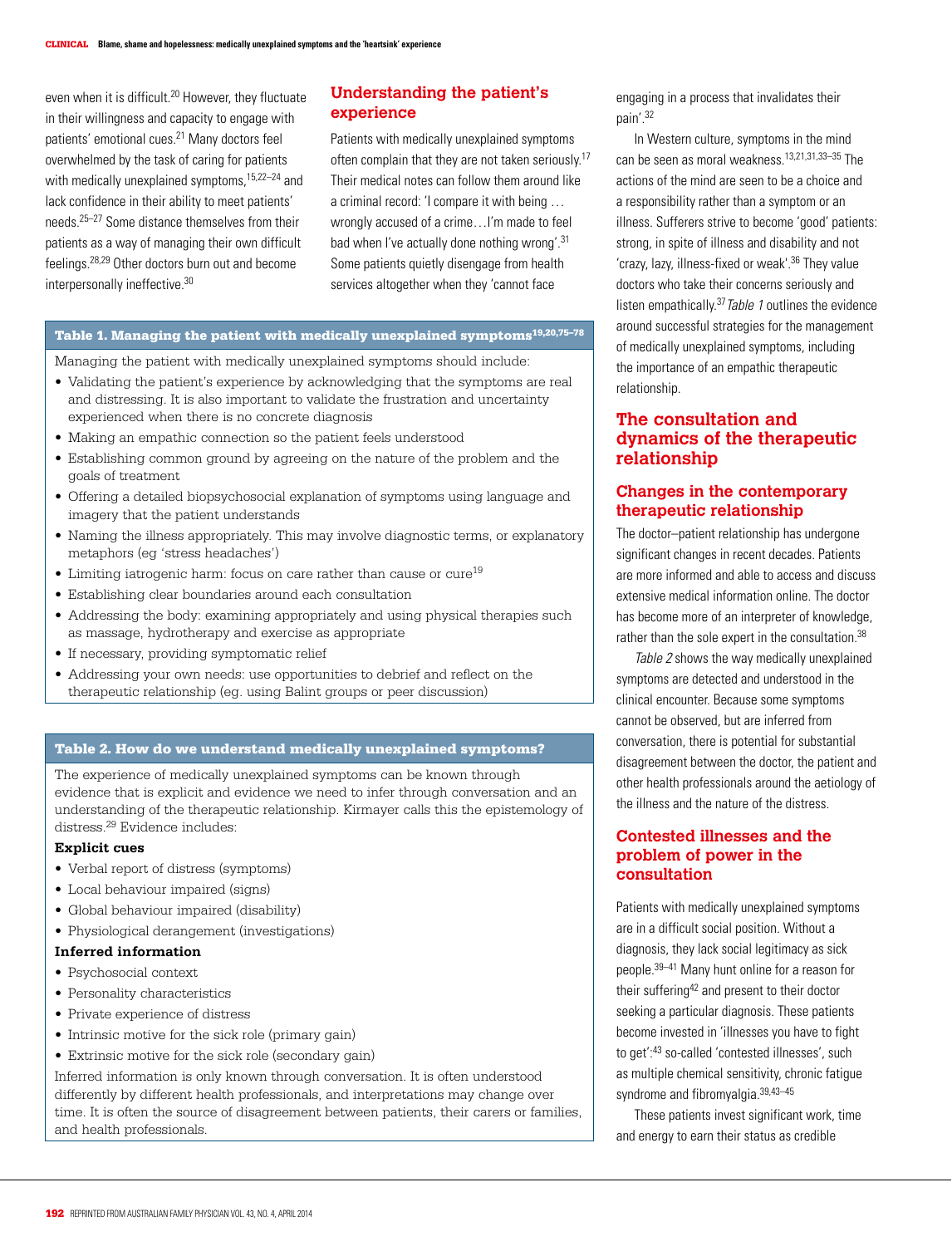even when it is difficult.[20] However, they fluctuate in their willingness and capacity to engage with patients' emotional cues.[21] Many doctors feel overwhelmed by the task of caring for patients with medically unexplained symptoms,[15,22–24] and lack confidence in their ability to meet patients' needs.[25–27] Some distance themselves from their patients as a way of managing their own difficult feelings.[28,29] Other doctors burn out and become interpersonally ineffective.[30]

## Understanding the patient's experience

Patients with medically unexplained symptoms often complain that they are not taken seriously.[17] Their medical notes can follow them around like a criminal record: 'I compare it with being … wrongly accused of a crime…I'm made to feel bad when I've actually done nothing wrong'.[31] Some patients quietly disengage from health services altogether when they 'cannot face engaging in a process that invalidates their pain'.[32]

In Western culture, symptoms in the mind can be seen as moral weakness.[13,21,31,33–35] The actions of the mind are seen to be a choice and a responsibility rather than a symptom or an illness. Sufferers strive to become 'good' patients: strong, in spite of illness and disability and not 'crazy, lazy, illness-fixed or weak'.[36] They value doctors who take their concerns seriously and listen empathically.[37] *Table 1* outlines the evidence around successful strategies for the management of medically unexplained symptoms, including the importance of an empathic therapeutic relationship.

**Table 1. Managing the patient with medically unexplained symptoms[19,20,75–78]**

Managing the patient with medically unexplained symptoms should include:

- Validating the patient's experience by acknowledging that the symptoms are real and distressing. It is also important to validate the frustration and uncertainty experienced when there is no concrete diagnosis
- Making an empathic connection so the patient feels understood
- Establishing common ground by agreeing on the nature of the problem and the goals of treatment
- Offering a detailed biopsychosocial explanation of symptoms using language and imagery that the patient understands
- Naming the illness appropriately. This may involve diagnostic terms, or explanatory metaphors (eg 'stress headaches')
- Limiting iatrogenic harm: focus on care rather than cause or cure[19]
- Establishing clear boundaries around each consultation
- Addressing the body: examining appropriately and using physical therapies such as massage, hydrotherapy and exercise as appropriate
- If necessary, providing symptomatic relief
- Addressing your own needs: use opportunities to debrief and reflect on the therapeutic relationship (eg. using Balint groups or peer discussion)

**Table 2. How do we understand medically unexplained symptoms?**

The experience of medically unexplained symptoms can be known through evidence that is explicit and evidence we need to infer through conversation and an understanding of the therapeutic relationship. Kirmayer calls this the epistemology of distress.[29] Evidence includes:

**Explicit cues**

- Verbal report of distress (symptoms)
- Local behaviour impaired (signs)
- Global behaviour impaired (disability)
- Physiological derangement (investigations)

**Inferred information**

- Psychosocial context
- Personality characteristics
- Private experience of distress
- Intrinsic motive for the sick role (primary gain)
- Extrinsic motive for the sick role (secondary gain)

Inferred information is only known through conversation. It is often understood differently by different health professionals, and interpretations may change over time. It is often the source of disagreement between patients, their carers or families, and health professionals.

## The consultation and dynamics of the therapeutic relationship

### Changes in the contemporary therapeutic relationship

The doctor–patient relationship has undergone significant changes in recent decades. Patients are more informed and able to access and discuss extensive medical information online. The doctor has become more of an interpreter of knowledge, rather than the sole expert in the consultation.[38]

*Table 2* shows the way medically unexplained symptoms are detected and understood in the clinical encounter. Because some symptoms cannot be observed, but are inferred from conversation, there is potential for substantial disagreement between the doctor, the patient and other health professionals around the aetiology of the illness and the nature of the distress.

### Contested illnesses and the problem of power in the consultation

Patients with medically unexplained symptoms are in a difficult social position. Without a diagnosis, they lack social legitimacy as sick people.[39–41] Many hunt online for a reason for their suffering[42] and present to their doctor seeking a particular diagnosis. These patients become invested in 'illnesses you have to fight to get':[43] so-called 'contested illnesses', such as multiple chemical sensitivity, chronic fatigue syndrome and fibromyalgia.[39,43–45]

These patients invest significant work, time and energy to earn their status as credible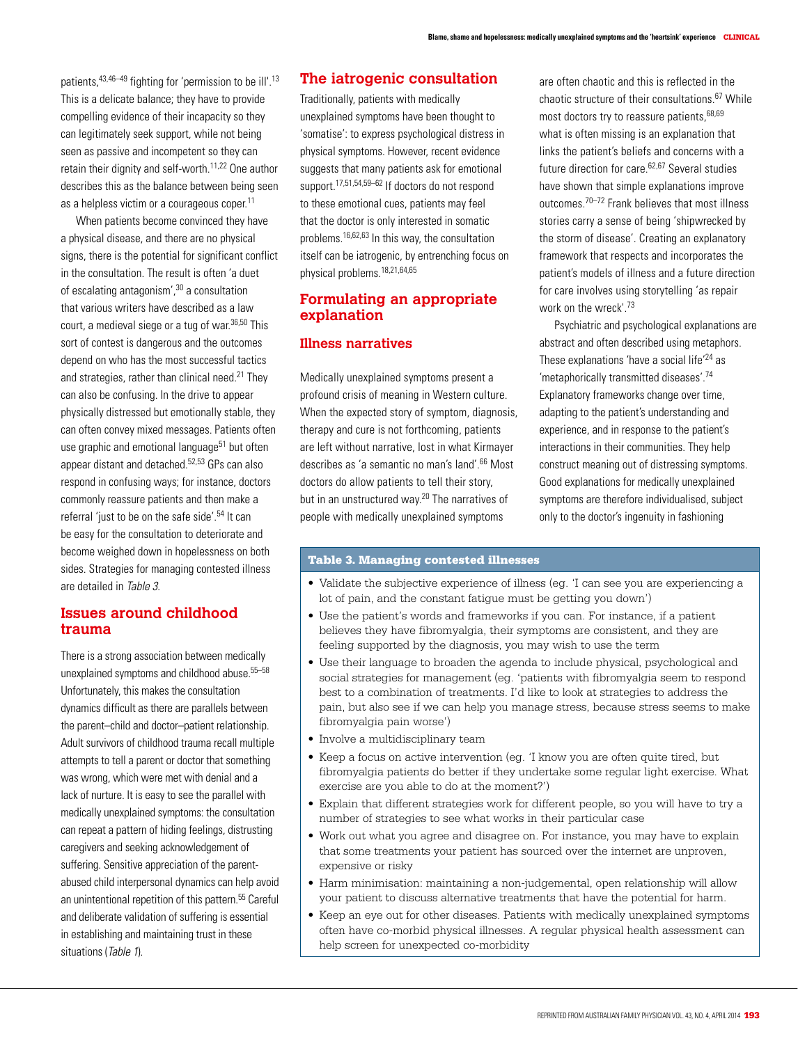patients,[43,46–49] fighting for 'permission to be ill'.[13] This is a delicate balance; they have to provide compelling evidence of their incapacity so they can legitimately seek support, while not being seen as passive and incompetent so they can retain their dignity and self-worth.[11,22] One author describes this as the balance between being seen as a helpless victim or a courageous coper.[11]

When patients become convinced they have a physical disease, and there are no physical signs, there is the potential for significant conflict in the consultation. The result is often 'a duet of escalating antagonism',[30] a consultation that various writers have described as a law court, a medieval siege or a tug of war.[36,50] This sort of contest is dangerous and the outcomes depend on who has the most successful tactics and strategies, rather than clinical need.[21] They can also be confusing. In the drive to appear physically distressed but emotionally stable, they can often convey mixed messages. Patients often use graphic and emotional language[51] but often appear distant and detached.[52,53] GPs can also respond in confusing ways; for instance, doctors commonly reassure patients and then make a referral 'just to be on the safe side'.[54] It can be easy for the consultation to deteriorate and become weighed down in hopelessness on both sides. Strategies for managing contested illness are detailed in *Table 3*.

## Issues around childhood trauma

There is a strong association between medically unexplained symptoms and childhood abuse.[55–58] Unfortunately, this makes the consultation dynamics difficult as there are parallels between the parent–child and doctor–patient relationship. Adult survivors of childhood trauma recall multiple attempts to tell a parent or doctor that something was wrong, which were met with denial and a lack of nurture. It is easy to see the parallel with medically unexplained symptoms: the consultation can repeat a pattern of hiding feelings, distrusting caregivers and seeking acknowledgement of suffering. Sensitive appreciation of the parent-abused child interpersonal dynamics can help avoid an unintentional repetition of this pattern.[55] Careful and deliberate validation of suffering is essential in establishing and maintaining trust in these situations (*Table 1*).

## The iatrogenic consultation

Traditionally, patients with medically unexplained symptoms have been thought to 'somatise': to express psychological distress in physical symptoms. However, recent evidence suggests that many patients ask for emotional support.[17,51,54,59–62] If doctors do not respond to these emotional cues, patients may feel that the doctor is only interested in somatic problems.[16,62,63] In this way, the consultation itself can be iatrogenic, by entrenching focus on physical problems.[18,21,64,65]

## Formulating an appropriate explanation

### Illness narratives

Medically unexplained symptoms present a profound crisis of meaning in Western culture. When the expected story of symptom, diagnosis, therapy and cure is not forthcoming, patients are left without narrative, lost in what Kirmayer describes as 'a semantic no man's land'.[66] Most doctors do allow patients to tell their story, but in an unstructured way.[20] The narratives of people with medically unexplained symptoms are often chaotic and this is reflected in the chaotic structure of their consultations.[67] While most doctors try to reassure patients,[68,69] what is often missing is an explanation that links the patient's beliefs and concerns with a future direction for care.[62,67] Several studies have shown that simple explanations improve outcomes.[70–72] Frank believes that most illness stories carry a sense of being 'shipwrecked by the storm of disease'. Creating an explanatory framework that respects and incorporates the patient's models of illness and a future direction for care involves using storytelling 'as repair work on the wreck'.[73]

Psychiatric and psychological explanations are abstract and often described using metaphors. These explanations 'have a social life'[24] as 'metaphorically transmitted diseases'.[74] Explanatory frameworks change over time, adapting to the patient's understanding and experience, and in response to the patient's interactions in their communities. They help construct meaning out of distressing symptoms. Good explanations for medically unexplained symptoms are therefore individualised, subject only to the doctor's ingenuity in fashioning

**Table 3. Managing contested illnesses**

- Validate the subjective experience of illness (eg. 'I can see you are experiencing a lot of pain, and the constant fatigue must be getting you down')
- Use the patient's words and frameworks if you can. For instance, if a patient believes they have fibromyalgia, their symptoms are consistent, and they are feeling supported by the diagnosis, you may wish to use the term
- Use their language to broaden the agenda to include physical, psychological and social strategies for management (eg. 'patients with fibromyalgia seem to respond best to a combination of treatments. I'd like to look at strategies to address the pain, but also see if we can help you manage stress, because stress seems to make fibromyalgia pain worse')
- Involve a multidisciplinary team
- Keep a focus on active intervention (eg. 'I know you are often quite tired, but fibromyalgia patients do better if they undertake some regular light exercise. What exercise are you able to do at the moment?')
- Explain that different strategies work for different people, so you will have to try a number of strategies to see what works in their particular case
- Work out what you agree and disagree on. For instance, you may have to explain that some treatments your patient has sourced over the internet are unproven, expensive or risky
- Harm minimisation: maintaining a non-judgemental, open relationship will allow your patient to discuss alternative treatments that have the potential for harm.
- Keep an eye out for other diseases. Patients with medically unexplained symptoms often have co-morbid physical illnesses. A regular physical health assessment can help screen for unexpected co-morbidity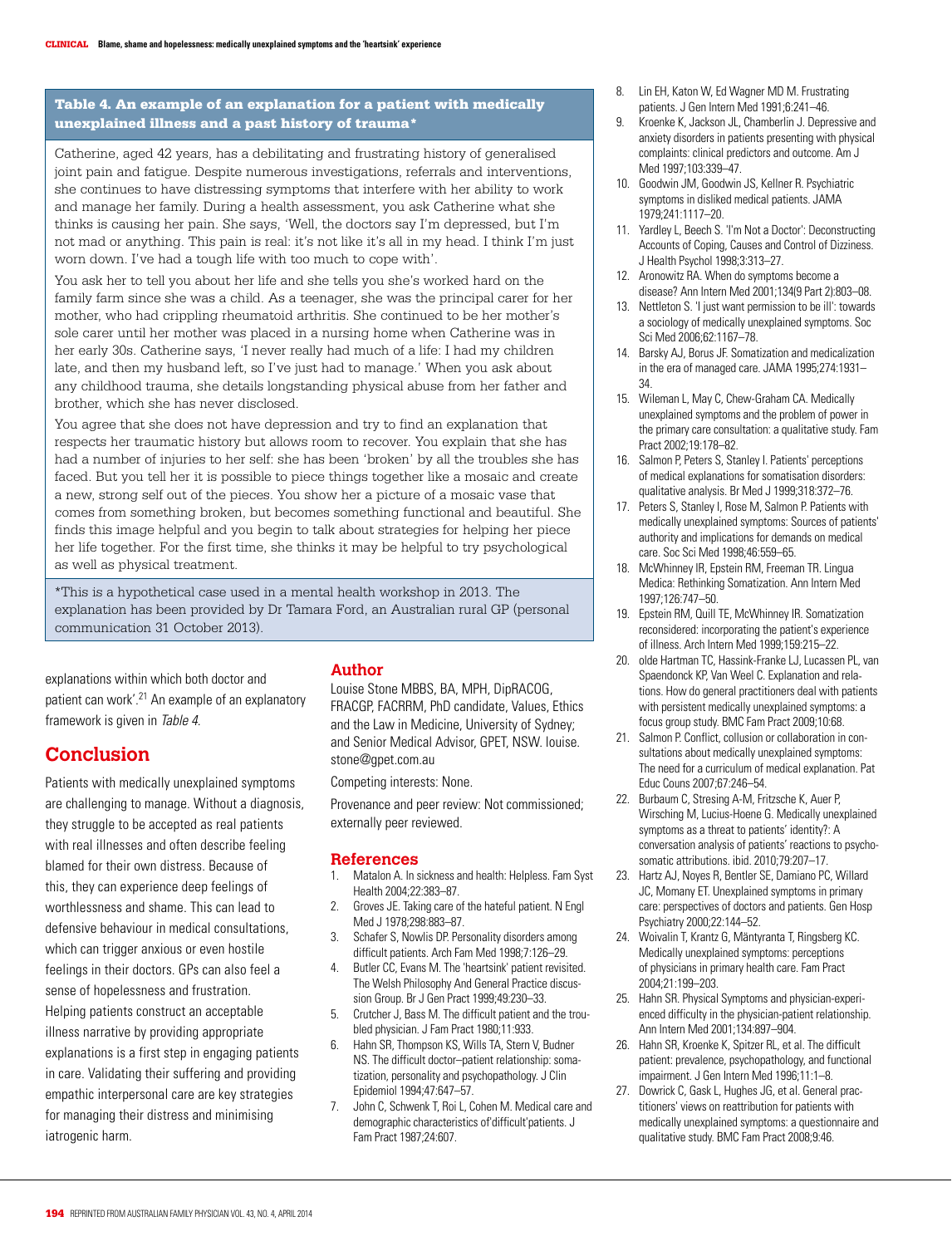**Table 4. An example of an explanation for a patient with medically unexplained illness and a past history of trauma***

Catherine, aged 42 years, has a debilitating and frustrating history of generalised joint pain and fatigue. Despite numerous investigations, referrals and interventions, she continues to have distressing symptoms that interfere with her ability to work and manage her family. During a health assessment, you ask Catherine what she thinks is causing her pain. She says, 'Well, the doctors say I'm depressed, but I'm not mad or anything. This pain is real: it's not like it's all in my head. I think I'm just worn down. I've had a tough life with too much to cope with'.

You ask her to tell you about her life and she tells you she's worked hard on the family farm since she was a child. As a teenager, she was the principal carer for her mother, who had crippling rheumatoid arthritis. She continued to be her mother's sole carer until her mother was placed in a nursing home when Catherine was in her early 30s. Catherine says, 'I never really had much of a life: I had my children late, and then my husband left, so I've just had to manage.' When you ask about any childhood trauma, she details longstanding physical abuse from her father and brother, which she has never disclosed.

You agree that she does not have depression and try to find an explanation that respects her traumatic history but allows room to recover. You explain that she has had a number of injuries to her self: she has been 'broken' by all the troubles she has faced. But you tell her it is possible to piece things together like a mosaic and create a new, strong self out of the pieces. You show her a picture of a mosaic vase that comes from something broken, but becomes something functional and beautiful. She finds this image helpful and you begin to talk about strategies for helping her piece her life together. For the first time, she thinks it may be helpful to try psychological as well as physical treatment.

*This is a hypothetical case used in a mental health workshop in 2013. The explanation has been provided by Dr Tamara Ford, an Australian rural GP (personal communication 31 October 2013).

explanations within which both doctor and patient can work'.[21] An example of an explanatory framework is given in *Table 4*.

## Conclusion

Patients with medically unexplained symptoms are challenging to manage. Without a diagnosis, they struggle to be accepted as real patients with real illnesses and often describe feeling blamed for their own distress. Because of this, they can experience deep feelings of worthlessness and shame. This can lead to defensive behaviour in medical consultations, which can trigger anxious or even hostile feelings in their doctors. GPs can also feel a sense of hopelessness and frustration. Helping patients construct an acceptable illness narrative by providing appropriate explanations is a first step in engaging patients in care. Validating their suffering and providing empathic interpersonal care are key strategies for managing their distress and minimising iatrogenic harm.

## Author

Louise Stone MBBS, BA, MPH, DipRACOG, FRACGP, FACRRM, PhD candidate, Values, Ethics and the Law in Medicine, University of Sydney; and Senior Medical Advisor, GPET, NSW. louise.stone@gpet.com.au

Competing interests: None.

Provenance and peer review: Not commissioned; externally peer reviewed.

## References

1. Matalon A. In sickness and health: Helpless. Fam Syst Health 2004;22:383–87.
2. Groves JE. Taking care of the hateful patient. N Engl Med J 1978;298:883–87.
3. Schafer S, Nowlis DP. Personality disorders among difficult patients. Arch Fam Med 1998;7:126–29.
4. Butler CC, Evans M. The 'heartsink' patient revisited. The Welsh Philosophy And General Practice discussion Group. Br J Gen Pract 1999;49:230–33.
5. Crutcher J, Bass M. The difficult patient and the troubled physician. J Fam Pract 1980;11:933.
6. Hahn SR, Thompson KS, Wills TA, Stern V, Budner NS. The difficult doctor–patient relationship: somatization, personality and psychopathology. J Clin Epidemiol 1994;47:647–57.
7. John C, Schwenk T, Roi L, Cohen M. Medical care and demographic characteristics of'difficult'patients. J Fam Pract 1987;24:607.
8. Lin EH, Katon W, Ed Wagner MD M. Frustrating patients. J Gen Intern Med 1991;6:241–46.
9. Kroenke K, Jackson JL, Chamberlin J. Depressive and anxiety disorders in patients presenting with physical complaints: clinical predictors and outcome. Am J Med 1997;103:339–47.
10. Goodwin JM, Goodwin JS, Kellner R. Psychiatric symptoms in disliked medical patients. JAMA 1979;241:1117–20.
11. Yardley L, Beech S. 'I'm Not a Doctor': Deconstructing Accounts of Coping, Causes and Control of Dizziness. J Health Psychol 1998;3:313–27.
12. Aronowitz RA. When do symptoms become a disease? Ann Intern Med 2001;134(9 Part 2):803–08.
13. Nettleton S. 'I just want permission to be ill': towards a sociology of medically unexplained symptoms. Soc Sci Med 2006;62:1167–78.
14. Barsky AJ, Borus JF. Somatization and medicalization in the era of managed care. JAMA 1995;274:1931–34.
15. Wileman L, May C, Chew-Graham CA. Medically unexplained symptoms and the problem of power in the primary care consultation: a qualitative study. Fam Pract 2002;19:178–82.
16. Salmon P, Peters S, Stanley I. Patients' perceptions of medical explanations for somatisation disorders: qualitative analysis. Br Med J 1999;318:372–76.
17. Peters S, Stanley I, Rose M, Salmon P. Patients with medically unexplained symptoms: Sources of patients' authority and implications for demands on medical care. Soc Sci Med 1998;46:559–65.
18. McWhinney IR, Epstein RM, Freeman TR. Lingua Medica: Rethinking Somatization. Ann Intern Med 1997;126:747–50.
19. Epstein RM, Quill TE, McWhinney IR. Somatization reconsidered: incorporating the patient's experience of illness. Arch Intern Med 1999;159:215–22.
20. olde Hartman TC, Hassink-Franke LJ, Lucassen PL, van Spaendonck KP, Van Weel C. Explanation and relations. How do general practitioners deal with patients with persistent medically unexplained symptoms: a focus group study. BMC Fam Pract 2009;10:68.
21. Salmon P. Conflict, collusion or collaboration in consultations about medically unexplained symptoms: The need for a curriculum of medical explanation. Pat Educ Couns 2007;67:246–54.
22. Burbaum C, Stresing A-M, Fritzsche K, Auer P, Wirsching M, Lucius-Hoene G. Medically unexplained symptoms as a threat to patients' identity?: A conversation analysis of patients' reactions to psychosomatic attributions. ibid. 2010;79:207–17.
23. Hartz AJ, Noyes R, Bentler SE, Damiano PC, Willard JC, Momany ET. Unexplained symptoms in primary care: perspectives of doctors and patients. Gen Hosp Psychiatry 2000;22:144–52.
24. Woivalin T, Krantz G, Mäntyranta T, Ringsberg KC. Medically unexplained symptoms: perceptions of physicians in primary health care. Fam Pract 2004;21:199–203.
25. Hahn SR. Physical Symptoms and physician-experienced difficulty in the physician-patient relationship. Ann Intern Med 2001;134:897–904.
26. Hahn SR, Kroenke K, Spitzer RL, et al. The difficult patient: prevalence, psychopathology, and functional impairment. J Gen Intern Med 1996;11:1–8.
27. Dowrick C, Gask L, Hughes JG, et al. General practitioners' views on reattribution for patients with medically unexplained symptoms: a questionnaire and qualitative study. BMC Fam Pract 2008;9:46.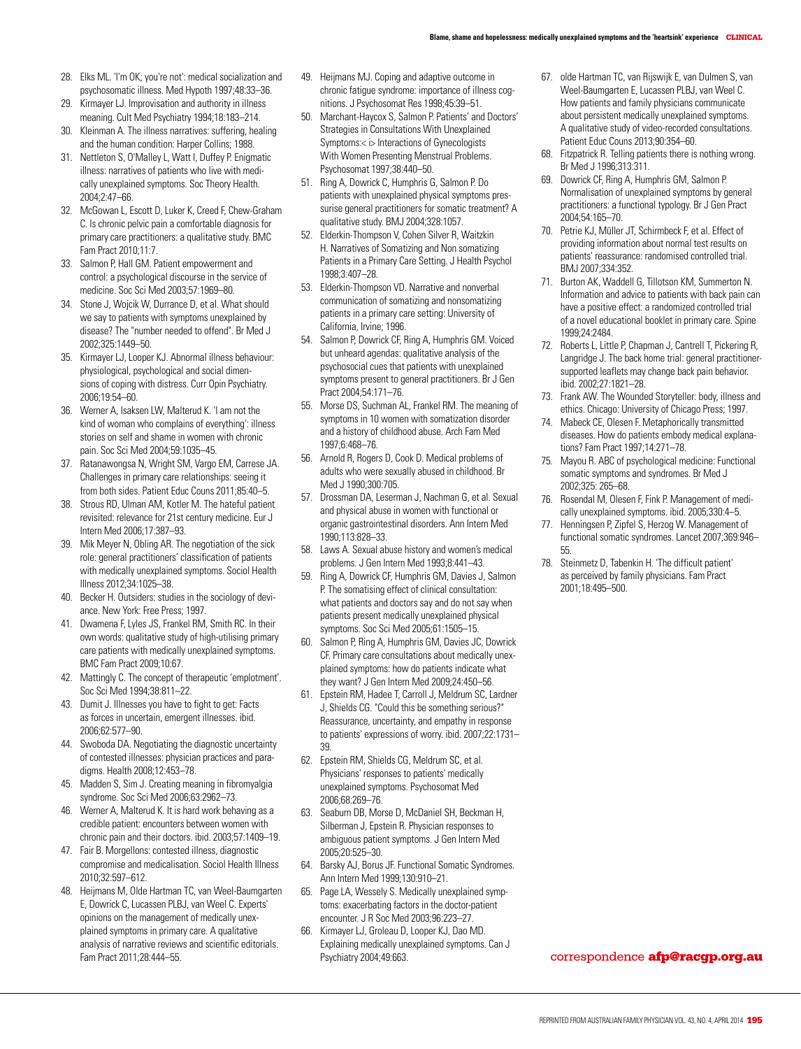28. Elks ML. 'I'm OK; you're not': medical socialization and psychosomatic illness. Med Hypoth 1997;48:33–36.
29. Kirmayer LJ. Improvisation and authority in illness meaning. Cult Med Psychiatry 1994;18:183–214.
30. Kleinman A. The illness narratives: suffering, healing and the human condition: Harper Collins; 1988.
31. Nettleton S, O'Malley L, Watt I, Duffey P. Enigmatic illness: narratives of patients who live with medically unexplained symptoms. Soc Theory Health. 2004;2:47–66.
32. McGowan L, Escott D, Luker K, Creed F, Chew-Graham C. Is chronic pelvic pain a comfortable diagnosis for primary care practitioners: a qualitative study. BMC Fam Pract 2010;11:7.
33. Salmon P, Hall GM. Patient empowerment and control: a psychological discourse in the service of medicine. Soc Sci Med 2003;57:1969–80.
34. Stone J, Wojcik W, Durrance D, et al. What should we say to patients with symptoms unexplained by disease? The "number needed to offend". Br Med J 2002;325:1449–50.
35. Kirmayer LJ, Looper KJ. Abnormal illness behaviour: physiological, psychological and social dimensions of coping with distress. Curr Opin Psychiatry. 2006;19:54–60.
36. Werner A, Isaksen LW, Malterud K. 'I am not the kind of woman who complains of everything': illness stories on self and shame in women with chronic pain. Soc Sci Med 2004;59:1035–45.
37. Ratanawongsa N, Wright SM, Vargo EM, Carrese JA. Challenges in primary care relationships: seeing it from both sides. Patient Educ Couns 2011;85:40–5.
38. Strous RD, Ulman AM, Kotler M. The hateful patient revisited: relevance for 21st century medicine. Eur J Intern Med 2006;17:387–93.
39. Mik Meyer N, Obling AR. The negotiation of the sick role: general practitioners' classification of patients with medically unexplained symptoms. Sociol Health Illness 2012;34:1025–38.
40. Becker H. Outsiders: studies in the sociology of deviance. New York: Free Press; 1997.
41. Dwamena F, Lyles JS, Frankel RM, Smith RC. In their own words: qualitative study of high-utilising primary care patients with medically unexplained symptoms. BMC Fam Pract 2009;10:67.
42. Mattingly C. The concept of therapeutic 'emplotment'. Soc Sci Med 1994;38:811–22.
43. Dumit J. Illnesses you have to fight to get: Facts as forces in uncertain, emergent illnesses. ibid. 2006;62:577–90.
44. Swoboda DA. Negotiating the diagnostic uncertainty of contested illnesses: physician practices and paradigms. Health 2008;12:453–78.
45. Madden S, Sim J. Creating meaning in fibromyalgia syndrome. Soc Sci Med 2006;63:2962–73.
46. Werner A, Malterud K. It is hard work behaving as a credible patient: encounters between women with chronic pain and their doctors. ibid. 2003;57:1409–19.
47. Fair B. Morgellons: contested illness, diagnostic compromise and medicalisation. Sociol Health Illness 2010;32:597–612.
48. Heijmans M, Olde Hartman TC, van Weel-Baumgarten E, Dowrick C, Lucassen PLBJ, van Weel C. Experts' opinions on the management of medically unexplained symptoms in primary care. A qualitative analysis of narrative reviews and scientific editorials. Fam Pract 2011;28:444–55.
49. Heijmans MJ. Coping and adaptive outcome in chronic fatigue syndrome: importance of illness cognitions. J Psychosomat Res 1998;45:39–51.
50. Marchant-Haycox S, Salmon P. Patients' and Doctors' Strategies in Consultations With Unexplained Symptoms:< i> Interactions of Gynecologists With Women Presenting Menstrual Problems. Psychosomat 1997;38:440–50.
51. Ring A, Dowrick C, Humphris G, Salmon P. Do patients with unexplained physical symptoms pressurise general practitioners for somatic treatment? A qualitative study. BMJ 2004;328:1057.
52. Elderkin-Thompson V, Cohen Silver R, Waitzkin H. Narratives of Somatizing and Non somatizing Patients in a Primary Care Setting. J Health Psychol 1998;3:407–28.
53. Elderkin-Thompson VD. Narrative and nonverbal communication of somatizing and nonsomatizing patients in a primary care setting: University of California, Irvine; 1996.
54. Salmon P, Dowrick CF, Ring A, Humphris GM. Voiced but unheard agendas: qualitative analysis of the psychosocial cues that patients with unexplained symptoms present to general practitioners. Br J Gen Pract 2004;54:171–76.
55. Morse DS, Suchman AL, Frankel RM. The meaning of symptoms in 10 women with somatization disorder and a history of childhood abuse. Arch Fam Med 1997;6:468–76.
56. Arnold R, Rogers D, Cook D. Medical problems of adults who were sexually abused in childhood. Br Med J 1990;300:705.
57. Drossman DA, Leserman J, Nachman G, et al. Sexual and physical abuse in women with functional or organic gastrointestinal disorders. Ann Intern Med 1990;113:828–33.
58. Laws A. Sexual abuse history and women's medical problems. J Gen Intern Med 1993;8:441–43.
59. Ring A, Dowrick CF, Humphris GM, Davies J, Salmon P. The somatising effect of clinical consultation: what patients and doctors say and do not say when patients present medically unexplained physical symptoms. Soc Sci Med 2005;61:1505–15.
60. Salmon P, Ring A, Humphris GM, Davies JC, Dowrick CF. Primary care consultations about medically unexplained symptoms: how do patients indicate what they want? J Gen Intern Med 2009;24:450–56.
61. Epstein RM, Hadee T, Carroll J, Meldrum SC, Lardner J, Shields CG. "Could this be something serious?" Reassurance, uncertainty, and empathy in response to patients' expressions of worry. ibid. 2007;22:1731–39.
62. Epstein RM, Shields CG, Meldrum SC, et al. Physicians' responses to patients' medically unexplained symptoms. Psychosomat Med 2006;68:269–76.
63. Seaburn DB, Morse D, McDaniel SH, Beckman H, Silberman J, Epstein R. Physician responses to ambiguous patient symptoms. J Gen Intern Med 2005;20:525–30.
64. Barsky AJ, Borus JF. Functional Somatic Syndromes. Ann Intern Med 1999;130:910–21.
65. Page LA, Wessely S. Medically unexplained symptoms: exacerbating factors in the doctor-patient encounter. J R Soc Med 2003;96:223–27.
66. Kirmayer LJ, Groleau D, Looper KJ, Dao MD. Explaining medically unexplained symptoms. Can J Psychiatry 2004;49:663.
67. olde Hartman TC, van Rijswijk E, van Dulmen S, van Weel-Baumgarten E, Lucassen PLBJ, van Weel C. How patients and family physicians communicate about persistent medically unexplained symptoms. A qualitative study of video-recorded consultations. Patient Educ Couns 2013;90:354–60.
68. Fitzpatrick R. Telling patients there is nothing wrong. Br Med J 1996;313:311.
69. Dowrick CF, Ring A, Humphris GM, Salmon P. Normalisation of unexplained symptoms by general practitioners: a functional typology. Br J Gen Pract 2004;54:165–70.
70. Petrie KJ, Müller JT, Schirmbeck F, et al. Effect of providing information about normal test results on patients' reassurance: randomised controlled trial. BMJ 2007;334:352.
71. Burton AK, Waddell G, Tillotson KM, Summerton N. Information and advice to patients with back pain can have a positive effect: a randomized controlled trial of a novel educational booklet in primary care. Spine 1999;24:2484.
72. Roberts L, Little P, Chapman J, Cantrell T, Pickering R, Langridge J. The back home trial: general practitioner-supported leaflets may change back pain behavior. ibid. 2002;27:1821–28.
73. Frank AW. The Wounded Storyteller: body, illness and ethics. Chicago: University of Chicago Press; 1997.
74. Mabeck CE, Olesen F. Metaphorically transmitted diseases. How do patients embody medical explanations? Fam Pract 1997;14:271–78.
75. Mayou R. ABC of psychological medicine: Functional somatic symptoms and syndromes. Br Med J 2002;325: 265–68.
76. Rosendal M, Olesen F, Fink P. Management of medically unexplained symptoms. ibid. 2005;330:4–5.
77. Henningsen P, Zipfel S, Herzog W. Management of functional somatic syndromes. Lancet 2007;369:946–55.
78. Steinmetz D, Tabenkin H. 'The difficult patient' as perceived by family physicians. Fam Pract 2001;18:495–500.

correspondence **afp@racgp.org.au**